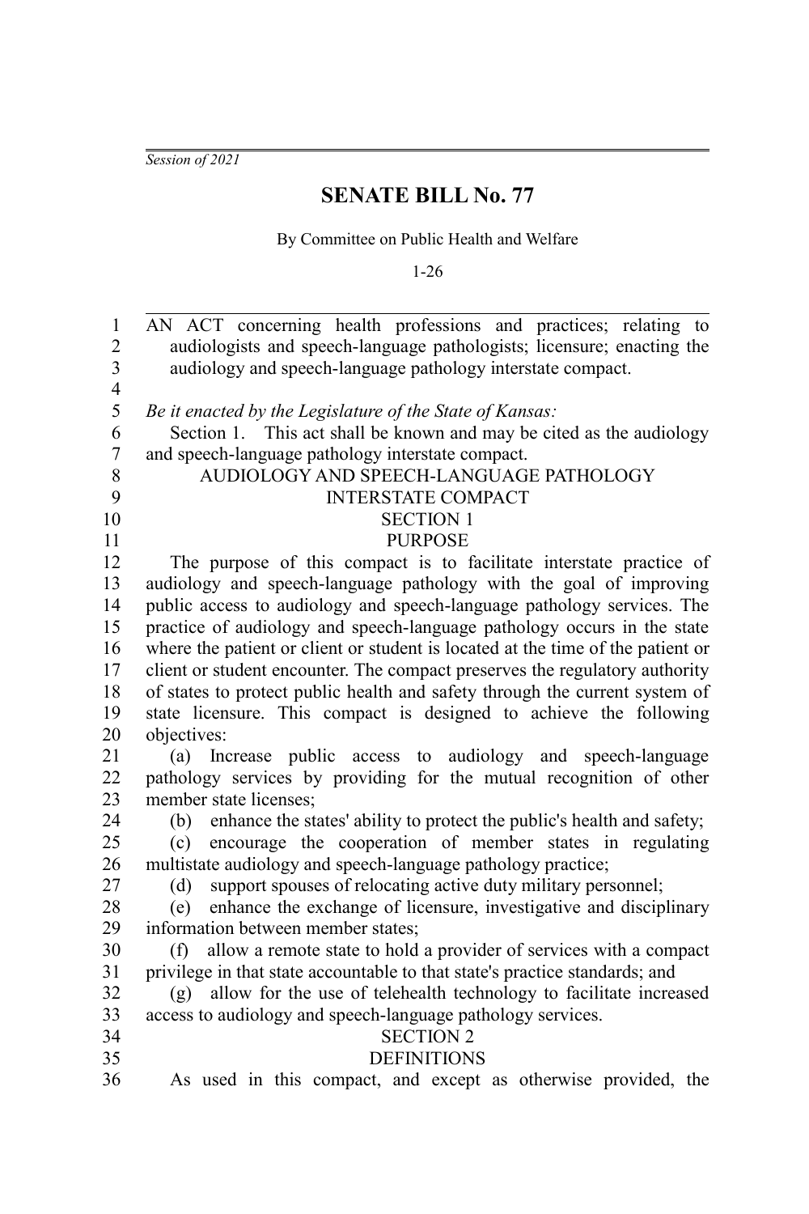*Session of 2021*

# SENATE BILL No. 77

By Committee on Public Health and Welfare

1-26

AN ACT concerning health professions and practices; relating to audiologists and speech-language pathologists; licensure; enacting the audiology and speech-language pathology interstate compact.

*Be it enacted by the Legislature of the State of Kansas:*

Section 1. This act shall be known and may be cited as the audiology and speech-language pathology interstate compact.

AUDIOLOGY AND SPEECH-LANGUAGE PATHOLOGY INTERSTATE COMPACT

SECTION 1

PURPOSE

The purpose of this compact is to facilitate interstate practice of audiology and speech-language pathology with the goal of improving public access to audiology and speech-language pathology services. The practice of audiology and speech-language pathology occurs in the state where the patient or client or student is located at the time of the patient or client or student encounter. The compact preserves the regulatory authority of states to protect public health and safety through the current system of state licensure. This compact is designed to achieve the following objectives:

(a) Increase public access to audiology and speech-language pathology services by providing for the mutual recognition of other member state licenses;

(b) enhance the states' ability to protect the public's health and safety;

(c) encourage the cooperation of member states in regulating multistate audiology and speech-language pathology practice;

(d) support spouses of relocating active duty military personnel;

(e) enhance the exchange of licensure, investigative and disciplinary information between member states;

(f) allow a remote state to hold a provider of services with a compact privilege in that state accountable to that state's practice standards; and

(g) allow for the use of telehealth technology to facilitate increased access to audiology and speech-language pathology services.

SECTION 2

DEFINITIONS

As used in this compact, and except as otherwise provided, the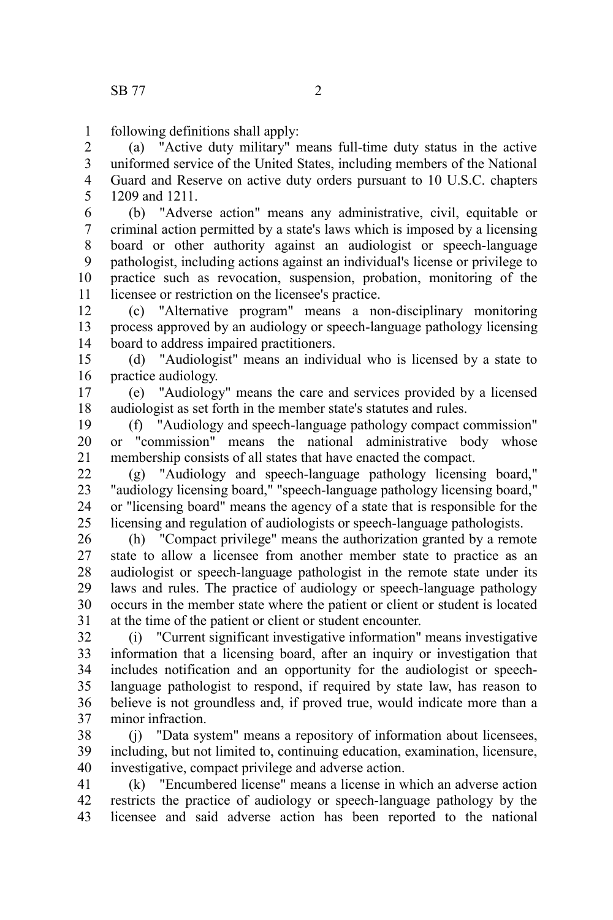following definitions shall apply:

(a) "Active duty military" means full-time duty status in the active uniformed service of the United States, including members of the National Guard and Reserve on active duty orders pursuant to 10 U.S.C. chapters 1209 and 1211.

(b) "Adverse action" means any administrative, civil, equitable or criminal action permitted by a state's laws which is imposed by a licensing board or other authority against an audiologist or speech-language pathologist, including actions against an individual's license or privilege to practice such as revocation, suspension, probation, monitoring of the licensee or restriction on the licensee's practice.

(c) "Alternative program" means a non-disciplinary monitoring process approved by an audiology or speech-language pathology licensing board to address impaired practitioners.

(d) "Audiologist" means an individual who is licensed by a state to practice audiology.

(e) "Audiology" means the care and services provided by a licensed audiologist as set forth in the member state's statutes and rules.

(f) "Audiology and speech-language pathology compact commission" or "commission" means the national administrative body whose membership consists of all states that have enacted the compact.

(g) "Audiology and speech-language pathology licensing board," "audiology licensing board," "speech-language pathology licensing board," or "licensing board" means the agency of a state that is responsible for the licensing and regulation of audiologists or speech-language pathologists.

(h) "Compact privilege" means the authorization granted by a remote state to allow a licensee from another member state to practice as an audiologist or speech-language pathologist in the remote state under its laws and rules. The practice of audiology or speech-language pathology occurs in the member state where the patient or client or student is located at the time of the patient or client or student encounter.

(i) "Current significant investigative information" means investigative information that a licensing board, after an inquiry or investigation that includes notification and an opportunity for the audiologist or speech-language pathologist to respond, if required by state law, has reason to believe is not groundless and, if proved true, would indicate more than a minor infraction.

(j) "Data system" means a repository of information about licensees, including, but not limited to, continuing education, examination, licensure, investigative, compact privilege and adverse action.

(k) "Encumbered license" means a license in which an adverse action restricts the practice of audiology or speech-language pathology by the licensee and said adverse action has been reported to the national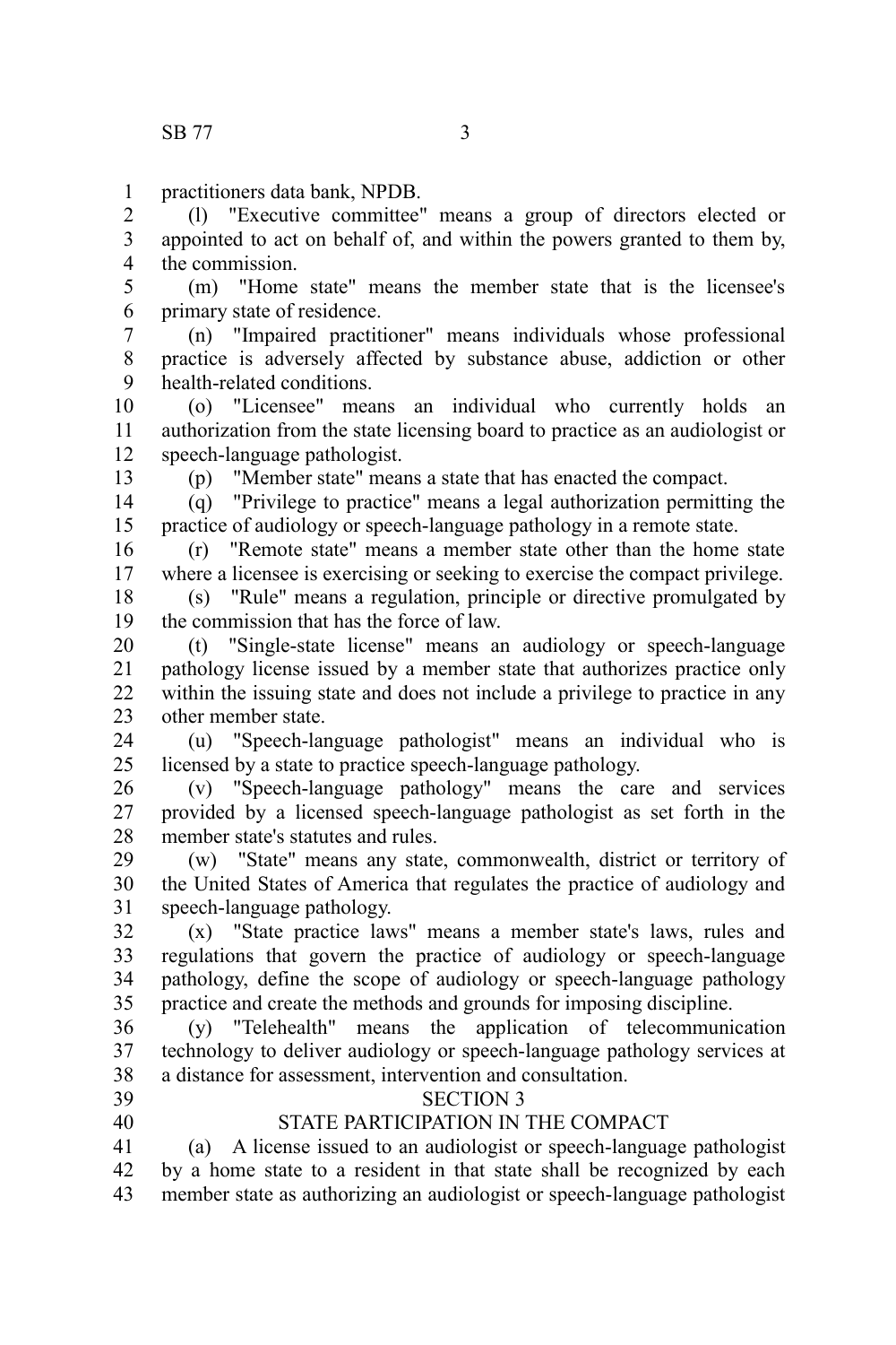practitioners data bank, NPDB.

(l) "Executive committee" means a group of directors elected or appointed to act on behalf of, and within the powers granted to them by, the commission.

(m) "Home state" means the member state that is the licensee's primary state of residence.

(n) "Impaired practitioner" means individuals whose professional practice is adversely affected by substance abuse, addiction or other health-related conditions.

(o) "Licensee" means an individual who currently holds an authorization from the state licensing board to practice as an audiologist or speech-language pathologist.

(p) "Member state" means a state that has enacted the compact.

(q) "Privilege to practice" means a legal authorization permitting the practice of audiology or speech-language pathology in a remote state.

(r) "Remote state" means a member state other than the home state where a licensee is exercising or seeking to exercise the compact privilege.

(s) "Rule" means a regulation, principle or directive promulgated by the commission that has the force of law.

(t) "Single-state license" means an audiology or speech-language pathology license issued by a member state that authorizes practice only within the issuing state and does not include a privilege to practice in any other member state.

(u) "Speech-language pathologist" means an individual who is licensed by a state to practice speech-language pathology.

(v) "Speech-language pathology" means the care and services provided by a licensed speech-language pathologist as set forth in the member state's statutes and rules.

(w) "State" means any state, commonwealth, district or territory of the United States of America that regulates the practice of audiology and speech-language pathology.

(x) "State practice laws" means a member state's laws, rules and regulations that govern the practice of audiology or speech-language pathology, define the scope of audiology or speech-language pathology practice and create the methods and grounds for imposing discipline.

(y) "Telehealth" means the application of telecommunication technology to deliver audiology or speech-language pathology services at a distance for assessment, intervention and consultation.

SECTION 3

STATE PARTICIPATION IN THE COMPACT

(a) A license issued to an audiologist or speech-language pathologist by a home state to a resident in that state shall be recognized by each member state as authorizing an audiologist or speech-language pathologist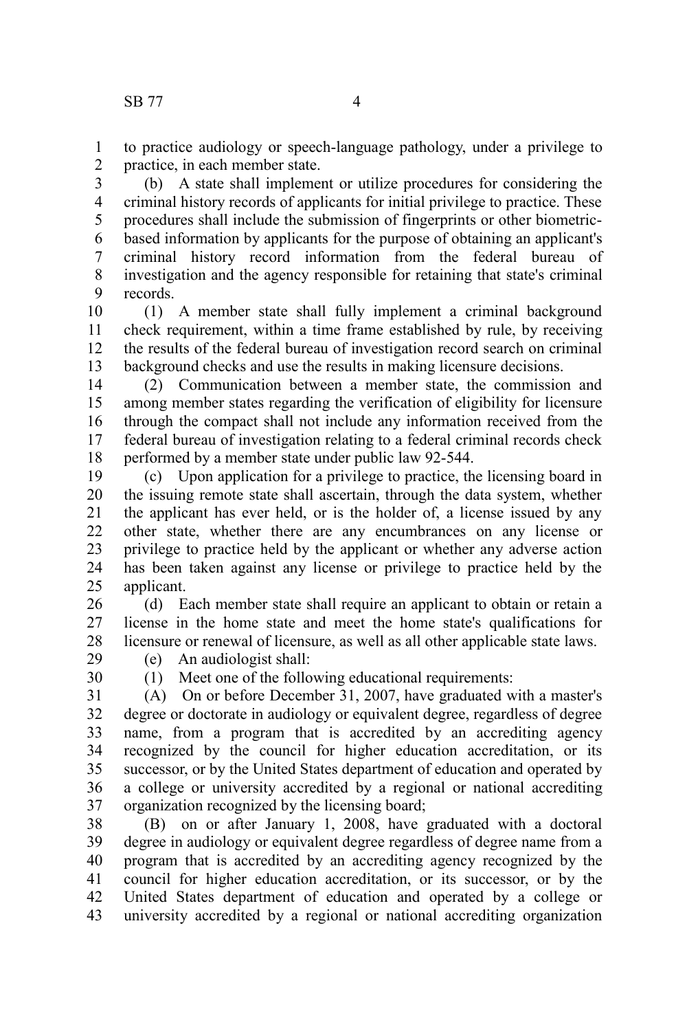to practice audiology or speech-language pathology, under a privilege to practice, in each member state.

(b) A state shall implement or utilize procedures for considering the criminal history records of applicants for initial privilege to practice. These procedures shall include the submission of fingerprints or other biometric-based information by applicants for the purpose of obtaining an applicant's criminal history record information from the federal bureau of investigation and the agency responsible for retaining that state's criminal records.

(1) A member state shall fully implement a criminal background check requirement, within a time frame established by rule, by receiving the results of the federal bureau of investigation record search on criminal background checks and use the results in making licensure decisions.

(2) Communication between a member state, the commission and among member states regarding the verification of eligibility for licensure through the compact shall not include any information received from the federal bureau of investigation relating to a federal criminal records check performed by a member state under public law 92-544.

(c) Upon application for a privilege to practice, the licensing board in the issuing remote state shall ascertain, through the data system, whether the applicant has ever held, or is the holder of, a license issued by any other state, whether there are any encumbrances on any license or privilege to practice held by the applicant or whether any adverse action has been taken against any license or privilege to practice held by the applicant.

(d) Each member state shall require an applicant to obtain or retain a license in the home state and meet the home state's qualifications for licensure or renewal of licensure, as well as all other applicable state laws.

(e) An audiologist shall:

(1) Meet one of the following educational requirements:

(A) On or before December 31, 2007, have graduated with a master's degree or doctorate in audiology or equivalent degree, regardless of degree name, from a program that is accredited by an accrediting agency recognized by the council for higher education accreditation, or its successor, or by the United States department of education and operated by a college or university accredited by a regional or national accrediting organization recognized by the licensing board;

(B) on or after January 1, 2008, have graduated with a doctoral degree in audiology or equivalent degree regardless of degree name from a program that is accredited by an accrediting agency recognized by the council for higher education accreditation, or its successor, or by the United States department of education and operated by a college or university accredited by a regional or national accrediting organization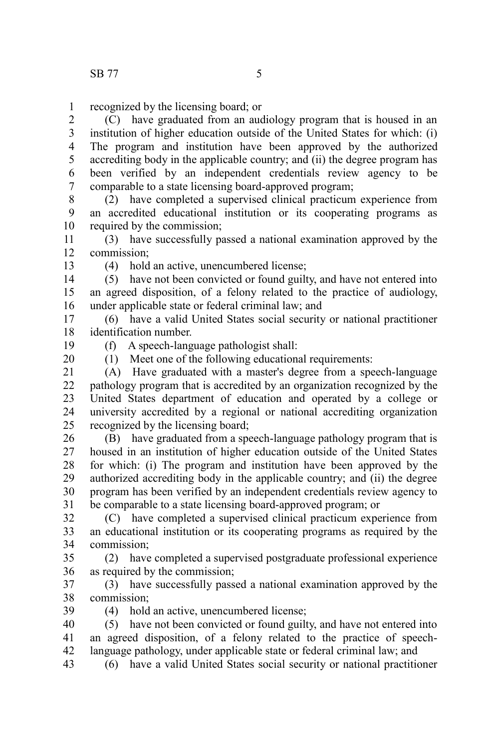recognized by the licensing board; or

(C) have graduated from an audiology program that is housed in an institution of higher education outside of the United States for which: (i) The program and institution have been approved by the authorized accrediting body in the applicable country; and (ii) the degree program has been verified by an independent credentials review agency to be comparable to a state licensing board-approved program;

(2) have completed a supervised clinical practicum experience from an accredited educational institution or its cooperating programs as required by the commission;

(3) have successfully passed a national examination approved by the commission;

(4) hold an active, unencumbered license;

(5) have not been convicted or found guilty, and have not entered into an agreed disposition, of a felony related to the practice of audiology, under applicable state or federal criminal law; and

(6) have a valid United States social security or national practitioner identification number.

(f) A speech-language pathologist shall:

(1) Meet one of the following educational requirements:

(A) Have graduated with a master's degree from a speech-language pathology program that is accredited by an organization recognized by the United States department of education and operated by a college or university accredited by a regional or national accrediting organization recognized by the licensing board;

(B) have graduated from a speech-language pathology program that is housed in an institution of higher education outside of the United States for which: (i) The program and institution have been approved by the authorized accrediting body in the applicable country; and (ii) the degree program has been verified by an independent credentials review agency to be comparable to a state licensing board-approved program; or

(C) have completed a supervised clinical practicum experience from an educational institution or its cooperating programs as required by the commission;

(2) have completed a supervised postgraduate professional experience as required by the commission;

(3) have successfully passed a national examination approved by the commission;

(4) hold an active, unencumbered license;

(5) have not been convicted or found guilty, and have not entered into an agreed disposition, of a felony related to the practice of speech-language pathology, under applicable state or federal criminal law; and

(6) have a valid United States social security or national practitioner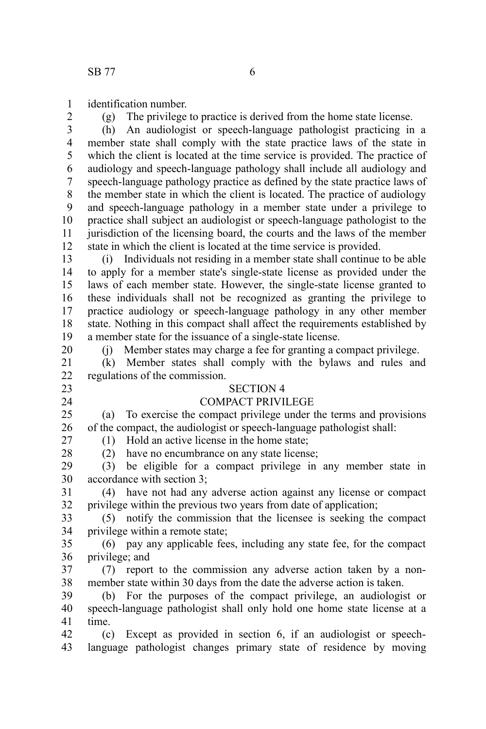identification number.

(g) The privilege to practice is derived from the home state license.

(h) An audiologist or speech-language pathologist practicing in a member state shall comply with the state practice laws of the state in which the client is located at the time service is provided. The practice of audiology and speech-language pathology shall include all audiology and speech-language pathology practice as defined by the state practice laws of the member state in which the client is located. The practice of audiology and speech-language pathology in a member state under a privilege to practice shall subject an audiologist or speech-language pathologist to the jurisdiction of the licensing board, the courts and the laws of the member state in which the client is located at the time service is provided.

(i) Individuals not residing in a member state shall continue to be able to apply for a member state's single-state license as provided under the laws of each member state. However, the single-state license granted to these individuals shall not be recognized as granting the privilege to practice audiology or speech-language pathology in any other member state. Nothing in this compact shall affect the requirements established by a member state for the issuance of a single-state license.

(j) Member states may charge a fee for granting a compact privilege.

(k) Member states shall comply with the bylaws and rules and regulations of the commission.

SECTION 4

COMPACT PRIVILEGE

(a) To exercise the compact privilege under the terms and provisions of the compact, the audiologist or speech-language pathologist shall:

(1) Hold an active license in the home state;

(2) have no encumbrance on any state license;

(3) be eligible for a compact privilege in any member state in accordance with section 3;

(4) have not had any adverse action against any license or compact privilege within the previous two years from date of application;

(5) notify the commission that the licensee is seeking the compact privilege within a remote state;

(6) pay any applicable fees, including any state fee, for the compact privilege; and

(7) report to the commission any adverse action taken by a non-member state within 30 days from the date the adverse action is taken.

(b) For the purposes of the compact privilege, an audiologist or speech-language pathologist shall only hold one home state license at a time.

(c) Except as provided in section 6, if an audiologist or speech-language pathologist changes primary state of residence by moving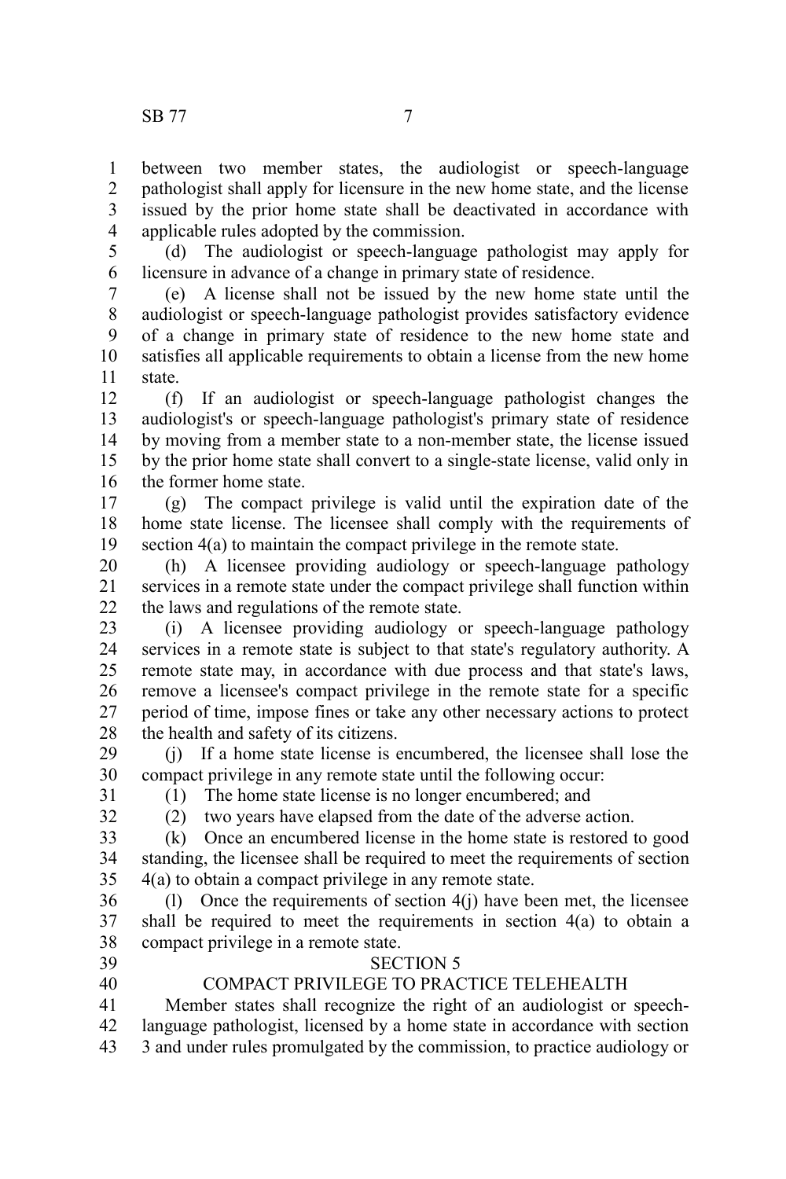between two member states, the audiologist or speech-language pathologist shall apply for licensure in the new home state, and the license issued by the prior home state shall be deactivated in accordance with applicable rules adopted by the commission.

(d) The audiologist or speech-language pathologist may apply for licensure in advance of a change in primary state of residence.

(e) A license shall not be issued by the new home state until the audiologist or speech-language pathologist provides satisfactory evidence of a change in primary state of residence to the new home state and satisfies all applicable requirements to obtain a license from the new home state.

(f) If an audiologist or speech-language pathologist changes the audiologist's or speech-language pathologist's primary state of residence by moving from a member state to a non-member state, the license issued by the prior home state shall convert to a single-state license, valid only in the former home state.

(g) The compact privilege is valid until the expiration date of the home state license. The licensee shall comply with the requirements of section 4(a) to maintain the compact privilege in the remote state.

(h) A licensee providing audiology or speech-language pathology services in a remote state under the compact privilege shall function within the laws and regulations of the remote state.

(i) A licensee providing audiology or speech-language pathology services in a remote state is subject to that state's regulatory authority. A remote state may, in accordance with due process and that state's laws, remove a licensee's compact privilege in the remote state for a specific period of time, impose fines or take any other necessary actions to protect the health and safety of its citizens.

(j) If a home state license is encumbered, the licensee shall lose the compact privilege in any remote state until the following occur:

(1) The home state license is no longer encumbered; and

(2) two years have elapsed from the date of the adverse action.

(k) Once an encumbered license in the home state is restored to good standing, the licensee shall be required to meet the requirements of section 4(a) to obtain a compact privilege in any remote state.

(l) Once the requirements of section 4(j) have been met, the licensee shall be required to meet the requirements in section 4(a) to obtain a compact privilege in a remote state.

## SECTION 5

## COMPACT PRIVILEGE TO PRACTICE TELEHEALTH

Member states shall recognize the right of an audiologist or speech-language pathologist, licensed by a home state in accordance with section 3 and under rules promulgated by the commission, to practice audiology or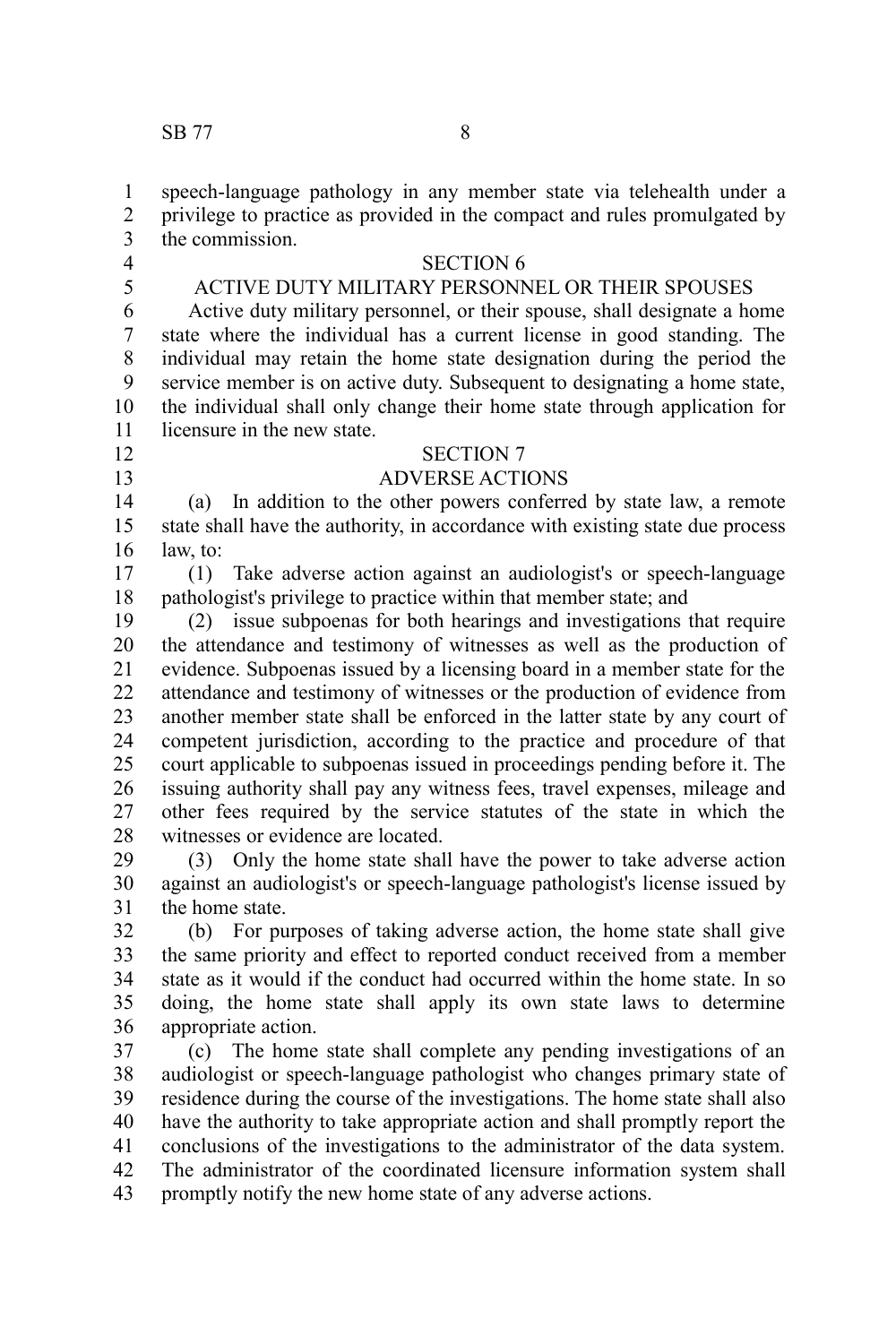speech-language pathology in any member state via telehealth under a privilege to practice as provided in the compact and rules promulgated by the commission.

SECTION 6

ACTIVE DUTY MILITARY PERSONNEL OR THEIR SPOUSES

Active duty military personnel, or their spouse, shall designate a home state where the individual has a current license in good standing. The individual may retain the home state designation during the period the service member is on active duty. Subsequent to designating a home state, the individual shall only change their home state through application for licensure in the new state.

SECTION 7

ADVERSE ACTIONS

(a) In addition to the other powers conferred by state law, a remote state shall have the authority, in accordance with existing state due process law, to:

(1) Take adverse action against an audiologist's or speech-language pathologist's privilege to practice within that member state; and

(2) issue subpoenas for both hearings and investigations that require the attendance and testimony of witnesses as well as the production of evidence. Subpoenas issued by a licensing board in a member state for the attendance and testimony of witnesses or the production of evidence from another member state shall be enforced in the latter state by any court of competent jurisdiction, according to the practice and procedure of that court applicable to subpoenas issued in proceedings pending before it. The issuing authority shall pay any witness fees, travel expenses, mileage and other fees required by the service statutes of the state in which the witnesses or evidence are located.

(3) Only the home state shall have the power to take adverse action against an audiologist's or speech-language pathologist's license issued by the home state.

(b) For purposes of taking adverse action, the home state shall give the same priority and effect to reported conduct received from a member state as it would if the conduct had occurred within the home state. In so doing, the home state shall apply its own state laws to determine appropriate action.

(c) The home state shall complete any pending investigations of an audiologist or speech-language pathologist who changes primary state of residence during the course of the investigations. The home state shall also have the authority to take appropriate action and shall promptly report the conclusions of the investigations to the administrator of the data system. The administrator of the coordinated licensure information system shall promptly notify the new home state of any adverse actions.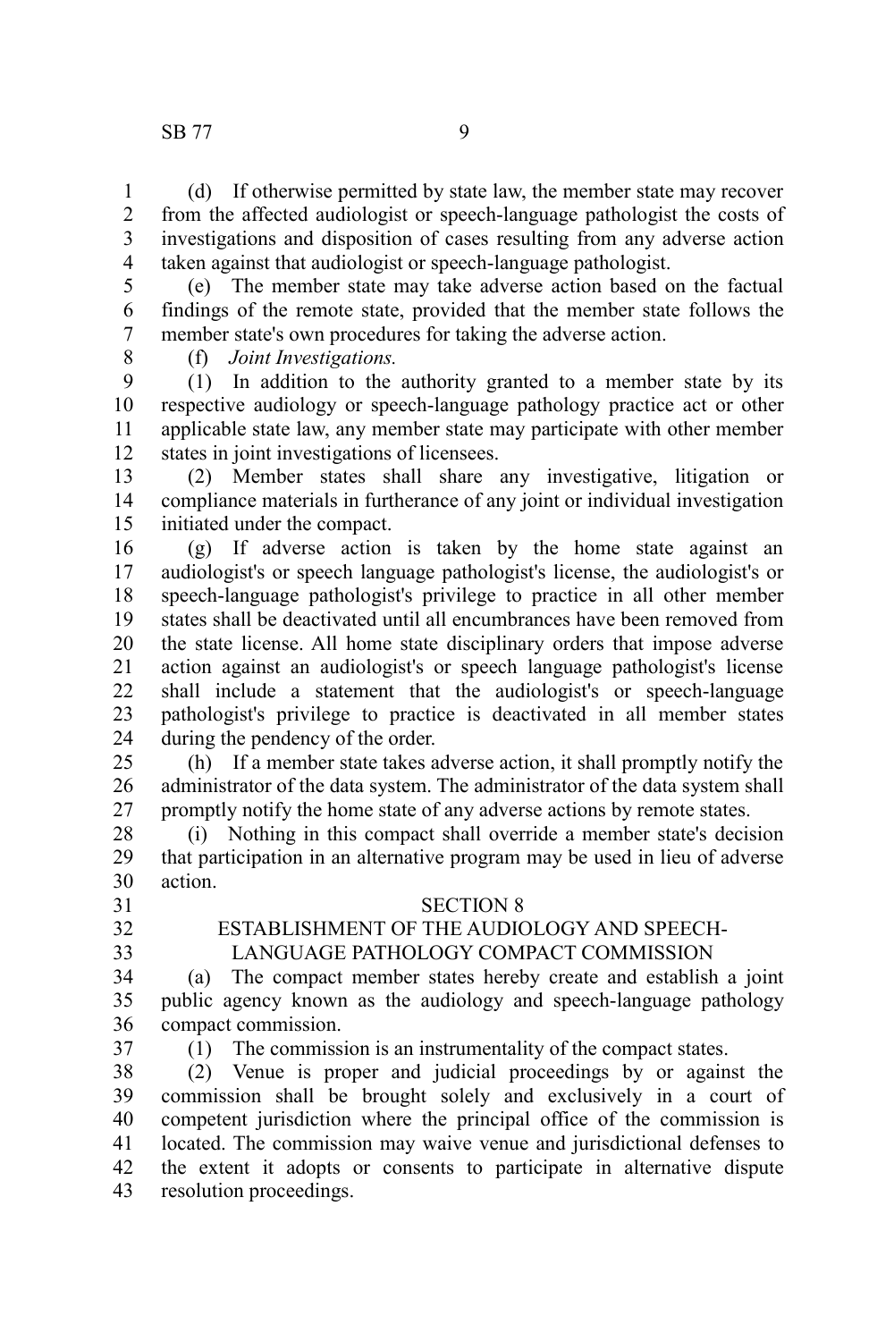(d) If otherwise permitted by state law, the member state may recover from the affected audiologist or speech-language pathologist the costs of investigations and disposition of cases resulting from any adverse action taken against that audiologist or speech-language pathologist.

(e) The member state may take adverse action based on the factual findings of the remote state, provided that the member state follows the member state's own procedures for taking the adverse action.

(f) *Joint Investigations.*

(1) In addition to the authority granted to a member state by its respective audiology or speech-language pathology practice act or other applicable state law, any member state may participate with other member states in joint investigations of licensees.

(2) Member states shall share any investigative, litigation or compliance materials in furtherance of any joint or individual investigation initiated under the compact.

(g) If adverse action is taken by the home state against an audiologist's or speech language pathologist's license, the audiologist's or speech-language pathologist's privilege to practice in all other member states shall be deactivated until all encumbrances have been removed from the state license. All home state disciplinary orders that impose adverse action against an audiologist's or speech language pathologist's license shall include a statement that the audiologist's or speech-language pathologist's privilege to practice is deactivated in all member states during the pendency of the order.

(h) If a member state takes adverse action, it shall promptly notify the administrator of the data system. The administrator of the data system shall promptly notify the home state of any adverse actions by remote states.

(i) Nothing in this compact shall override a member state's decision that participation in an alternative program may be used in lieu of adverse action.

SECTION 8

ESTABLISHMENT OF THE AUDIOLOGY AND SPEECH-LANGUAGE PATHOLOGY COMPACT COMMISSION

(a) The compact member states hereby create and establish a joint public agency known as the audiology and speech-language pathology compact commission.

(1) The commission is an instrumentality of the compact states.

(2) Venue is proper and judicial proceedings by or against the commission shall be brought solely and exclusively in a court of competent jurisdiction where the principal office of the commission is located. The commission may waive venue and jurisdictional defenses to the extent it adopts or consents to participate in alternative dispute resolution proceedings.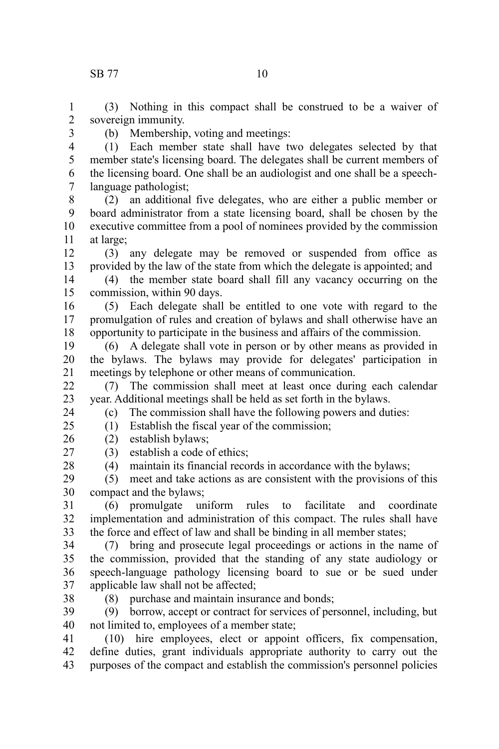(3) Nothing in this compact shall be construed to be a waiver of sovereign immunity.

(b) Membership, voting and meetings:

(1) Each member state shall have two delegates selected by that member state's licensing board. The delegates shall be current members of the licensing board. One shall be an audiologist and one shall be a speech-language pathologist;

(2) an additional five delegates, who are either a public member or board administrator from a state licensing board, shall be chosen by the executive committee from a pool of nominees provided by the commission at large;

(3) any delegate may be removed or suspended from office as provided by the law of the state from which the delegate is appointed; and

(4) the member state board shall fill any vacancy occurring on the commission, within 90 days.

(5) Each delegate shall be entitled to one vote with regard to the promulgation of rules and creation of bylaws and shall otherwise have an opportunity to participate in the business and affairs of the commission.

(6) A delegate shall vote in person or by other means as provided in the bylaws. The bylaws may provide for delegates' participation in meetings by telephone or other means of communication.

(7) The commission shall meet at least once during each calendar year. Additional meetings shall be held as set forth in the bylaws.

(c) The commission shall have the following powers and duties:

(1) Establish the fiscal year of the commission;

(2) establish bylaws;

(3) establish a code of ethics;

(4) maintain its financial records in accordance with the bylaws;

(5) meet and take actions as are consistent with the provisions of this compact and the bylaws;

(6) promulgate uniform rules to facilitate and coordinate implementation and administration of this compact. The rules shall have the force and effect of law and shall be binding in all member states;

(7) bring and prosecute legal proceedings or actions in the name of the commission, provided that the standing of any state audiology or speech-language pathology licensing board to sue or be sued under applicable law shall not be affected;

(8) purchase and maintain insurance and bonds;

(9) borrow, accept or contract for services of personnel, including, but not limited to, employees of a member state;

(10) hire employees, elect or appoint officers, fix compensation, define duties, grant individuals appropriate authority to carry out the purposes of the compact and establish the commission's personnel policies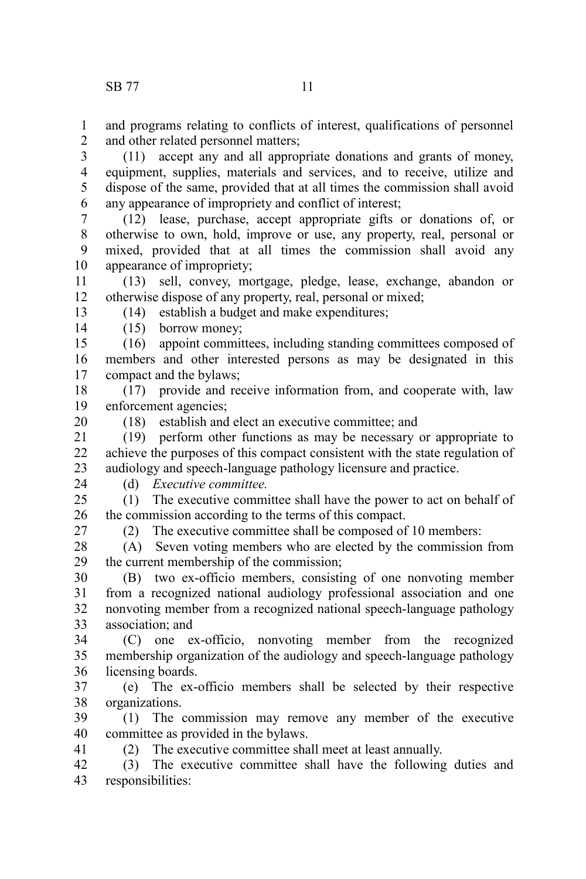and programs relating to conflicts of interest, qualifications of personnel and other related personnel matters;

(11) accept any and all appropriate donations and grants of money, equipment, supplies, materials and services, and to receive, utilize and dispose of the same, provided that at all times the commission shall avoid any appearance of impropriety and conflict of interest;

(12) lease, purchase, accept appropriate gifts or donations of, or otherwise to own, hold, improve or use, any property, real, personal or mixed, provided that at all times the commission shall avoid any appearance of impropriety;

(13) sell, convey, mortgage, pledge, lease, exchange, abandon or otherwise dispose of any property, real, personal or mixed;

(14) establish a budget and make expenditures;

(15) borrow money;

(16) appoint committees, including standing committees composed of members and other interested persons as may be designated in this compact and the bylaws;

(17) provide and receive information from, and cooperate with, law enforcement agencies;

(18) establish and elect an executive committee; and

(19) perform other functions as may be necessary or appropriate to achieve the purposes of this compact consistent with the state regulation of audiology and speech-language pathology licensure and practice.

(d) *Executive committee.*

(1) The executive committee shall have the power to act on behalf of the commission according to the terms of this compact.

(2) The executive committee shall be composed of 10 members:

(A) Seven voting members who are elected by the commission from the current membership of the commission;

(B) two ex-officio members, consisting of one nonvoting member from a recognized national audiology professional association and one nonvoting member from a recognized national speech-language pathology association; and

(C) one ex-officio, nonvoting member from the recognized membership organization of the audiology and speech-language pathology licensing boards.

(e) The ex-officio members shall be selected by their respective organizations.

(1) The commission may remove any member of the executive committee as provided in the bylaws.

(2) The executive committee shall meet at least annually.

(3) The executive committee shall have the following duties and responsibilities: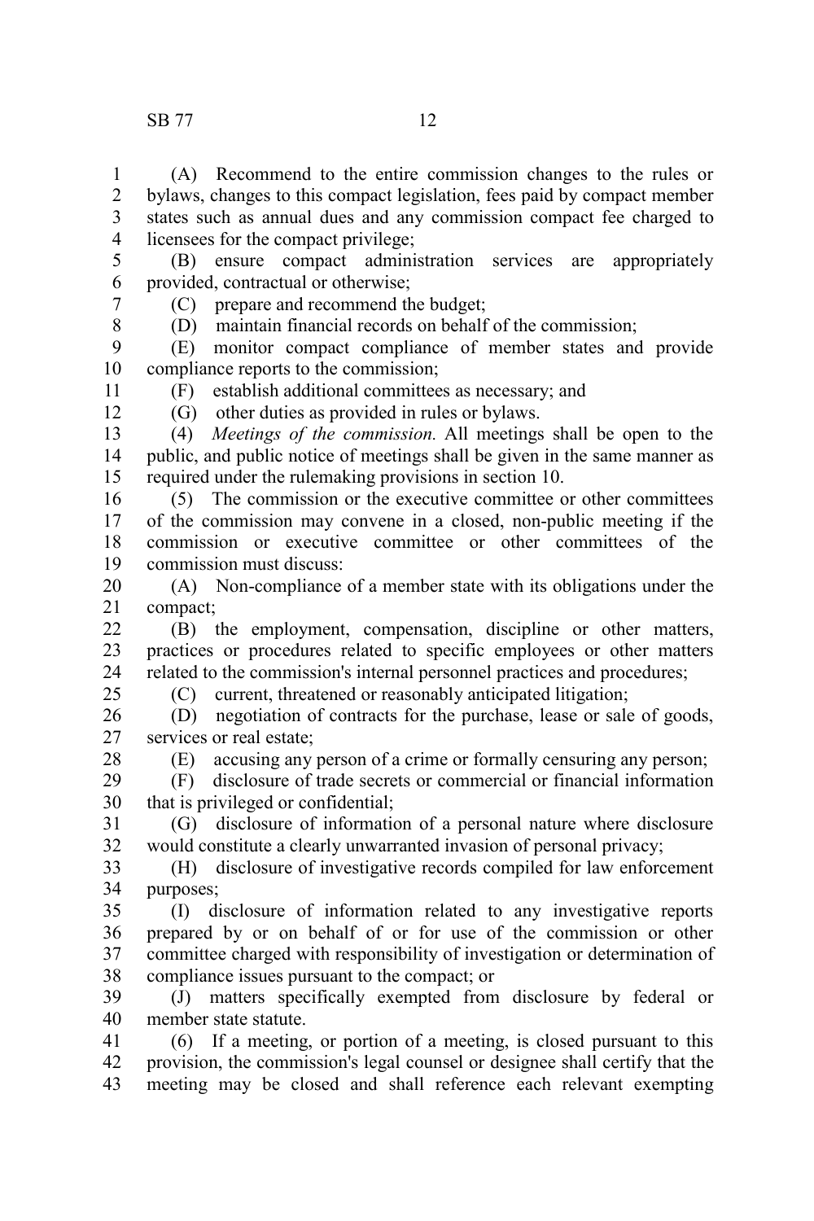(A) Recommend to the entire commission changes to the rules or bylaws, changes to this compact legislation, fees paid by compact member states such as annual dues and any commission compact fee charged to licensees for the compact privilege;

(B) ensure compact administration services are appropriately provided, contractual or otherwise;

(C) prepare and recommend the budget;

(D) maintain financial records on behalf of the commission;

(E) monitor compact compliance of member states and provide compliance reports to the commission;

(F) establish additional committees as necessary; and

(G) other duties as provided in rules or bylaws.

(4) *Meetings of the commission.* All meetings shall be open to the public, and public notice of meetings shall be given in the same manner as required under the rulemaking provisions in section 10.

(5) The commission or the executive committee or other committees of the commission may convene in a closed, non-public meeting if the commission or executive committee or other committees of the commission must discuss:

(A) Non-compliance of a member state with its obligations under the compact;

(B) the employment, compensation, discipline or other matters, practices or procedures related to specific employees or other matters related to the commission's internal personnel practices and procedures;

(C) current, threatened or reasonably anticipated litigation;

(D) negotiation of contracts for the purchase, lease or sale of goods, services or real estate;

(E) accusing any person of a crime or formally censuring any person;

(F) disclosure of trade secrets or commercial or financial information that is privileged or confidential;

(G) disclosure of information of a personal nature where disclosure would constitute a clearly unwarranted invasion of personal privacy;

(H) disclosure of investigative records compiled for law enforcement purposes;

(I) disclosure of information related to any investigative reports prepared by or on behalf of or for use of the commission or other committee charged with responsibility of investigation or determination of compliance issues pursuant to the compact; or

(J) matters specifically exempted from disclosure by federal or member state statute.

(6) If a meeting, or portion of a meeting, is closed pursuant to this provision, the commission's legal counsel or designee shall certify that the meeting may be closed and shall reference each relevant exempting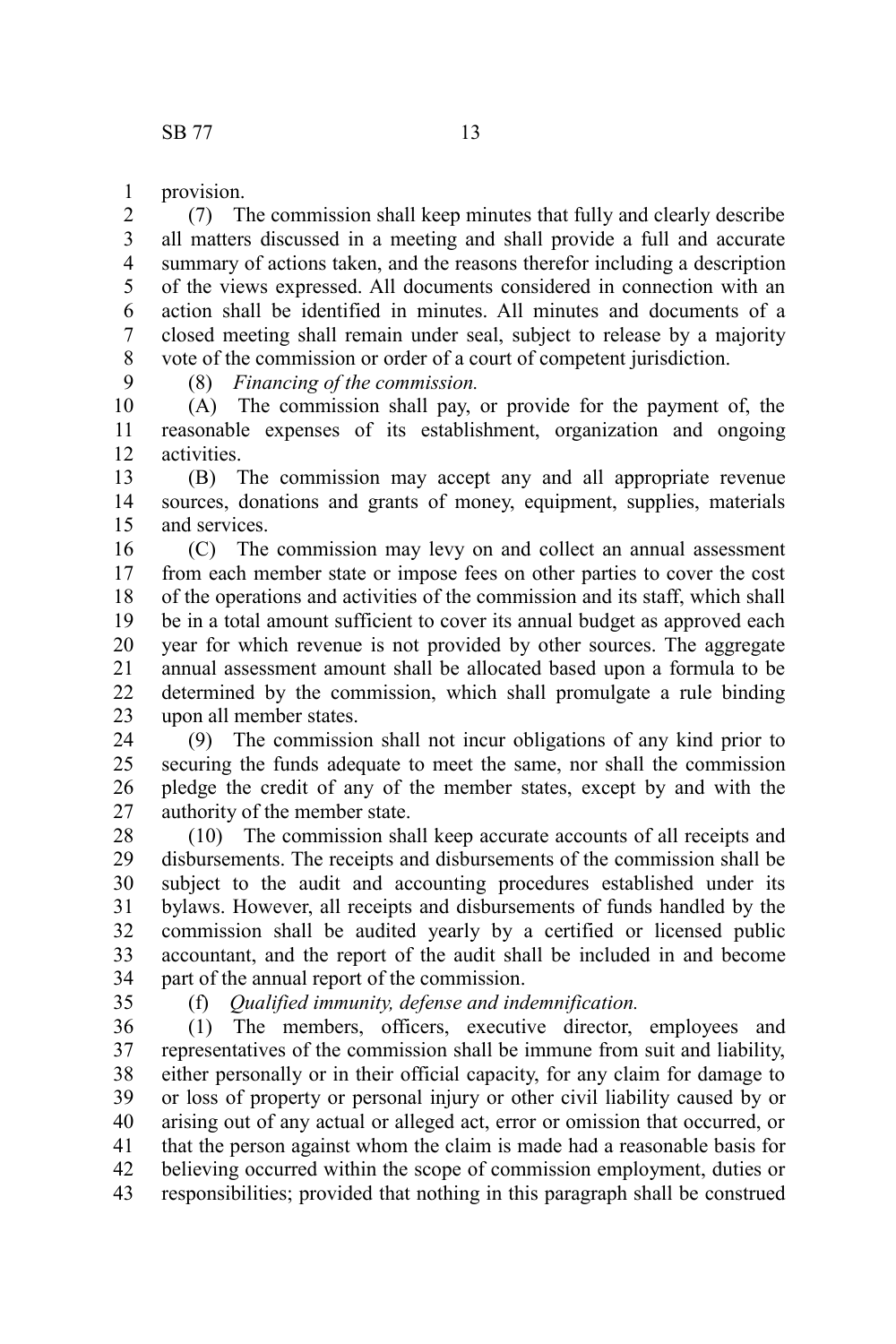provision.

(7) The commission shall keep minutes that fully and clearly describe all matters discussed in a meeting and shall provide a full and accurate summary of actions taken, and the reasons therefor including a description of the views expressed. All documents considered in connection with an action shall be identified in minutes. All minutes and documents of a closed meeting shall remain under seal, subject to release by a majority vote of the commission or order of a court of competent jurisdiction.

(8) *Financing of the commission.*

(A) The commission shall pay, or provide for the payment of, the reasonable expenses of its establishment, organization and ongoing activities.

(B) The commission may accept any and all appropriate revenue sources, donations and grants of money, equipment, supplies, materials and services.

(C) The commission may levy on and collect an annual assessment from each member state or impose fees on other parties to cover the cost of the operations and activities of the commission and its staff, which shall be in a total amount sufficient to cover its annual budget as approved each year for which revenue is not provided by other sources. The aggregate annual assessment amount shall be allocated based upon a formula to be determined by the commission, which shall promulgate a rule binding upon all member states.

(9) The commission shall not incur obligations of any kind prior to securing the funds adequate to meet the same, nor shall the commission pledge the credit of any of the member states, except by and with the authority of the member state.

(10) The commission shall keep accurate accounts of all receipts and disbursements. The receipts and disbursements of the commission shall be subject to the audit and accounting procedures established under its bylaws. However, all receipts and disbursements of funds handled by the commission shall be audited yearly by a certified or licensed public accountant, and the report of the audit shall be included in and become part of the annual report of the commission.

(f) *Qualified immunity, defense and indemnification.*

(1) The members, officers, executive director, employees and representatives of the commission shall be immune from suit and liability, either personally or in their official capacity, for any claim for damage to or loss of property or personal injury or other civil liability caused by or arising out of any actual or alleged act, error or omission that occurred, or that the person against whom the claim is made had a reasonable basis for believing occurred within the scope of commission employment, duties or responsibilities; provided that nothing in this paragraph shall be construed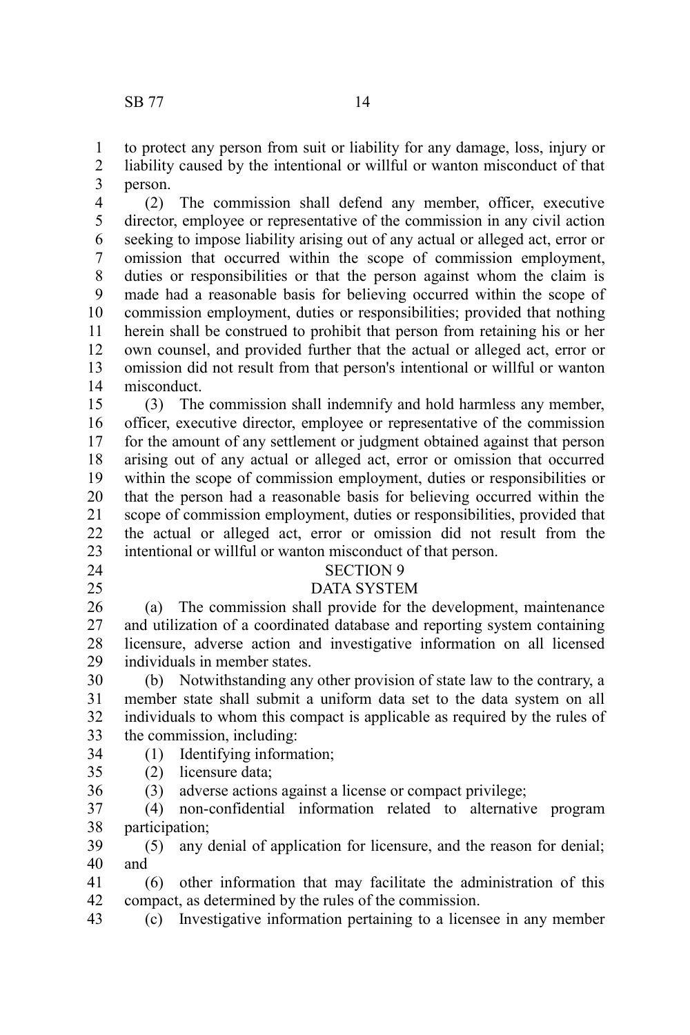to protect any person from suit or liability for any damage, loss, injury or liability caused by the intentional or willful or wanton misconduct of that person.

(2) The commission shall defend any member, officer, executive director, employee or representative of the commission in any civil action seeking to impose liability arising out of any actual or alleged act, error or omission that occurred within the scope of commission employment, duties or responsibilities or that the person against whom the claim is made had a reasonable basis for believing occurred within the scope of commission employment, duties or responsibilities; provided that nothing herein shall be construed to prohibit that person from retaining his or her own counsel, and provided further that the actual or alleged act, error or omission did not result from that person's intentional or willful or wanton misconduct.

(3) The commission shall indemnify and hold harmless any member, officer, executive director, employee or representative of the commission for the amount of any settlement or judgment obtained against that person arising out of any actual or alleged act, error or omission that occurred within the scope of commission employment, duties or responsibilities or that the person had a reasonable basis for believing occurred within the scope of commission employment, duties or responsibilities, provided that the actual or alleged act, error or omission did not result from the intentional or willful or wanton misconduct of that person.

## SECTION 9

## DATA SYSTEM

(a) The commission shall provide for the development, maintenance and utilization of a coordinated database and reporting system containing licensure, adverse action and investigative information on all licensed individuals in member states.

(b) Notwithstanding any other provision of state law to the contrary, a member state shall submit a uniform data set to the data system on all individuals to whom this compact is applicable as required by the rules of the commission, including:

(1) Identifying information;

(2) licensure data;

(3) adverse actions against a license or compact privilege;

(4) non-confidential information related to alternative program participation;

(5) any denial of application for licensure, and the reason for denial; and

(6) other information that may facilitate the administration of this compact, as determined by the rules of the commission.

(c) Investigative information pertaining to a licensee in any member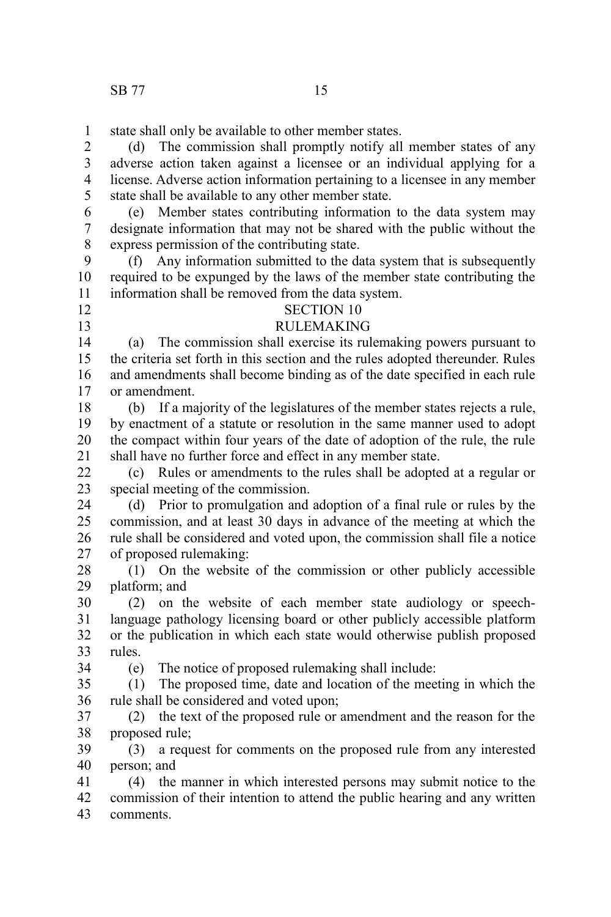state shall only be available to other member states.

(d) The commission shall promptly notify all member states of any adverse action taken against a licensee or an individual applying for a license. Adverse action information pertaining to a licensee in any member state shall be available to any other member state.

(e) Member states contributing information to the data system may designate information that may not be shared with the public without the express permission of the contributing state.

(f) Any information submitted to the data system that is subsequently required to be expunged by the laws of the member state contributing the information shall be removed from the data system.

SECTION 10

RULEMAKING

(a) The commission shall exercise its rulemaking powers pursuant to the criteria set forth in this section and the rules adopted thereunder. Rules and amendments shall become binding as of the date specified in each rule or amendment.

(b) If a majority of the legislatures of the member states rejects a rule, by enactment of a statute or resolution in the same manner used to adopt the compact within four years of the date of adoption of the rule, the rule shall have no further force and effect in any member state.

(c) Rules or amendments to the rules shall be adopted at a regular or special meeting of the commission.

(d) Prior to promulgation and adoption of a final rule or rules by the commission, and at least 30 days in advance of the meeting at which the rule shall be considered and voted upon, the commission shall file a notice of proposed rulemaking:

(1) On the website of the commission or other publicly accessible platform; and

(2) on the website of each member state audiology or speech-language pathology licensing board or other publicly accessible platform or the publication in which each state would otherwise publish proposed rules.

(e) The notice of proposed rulemaking shall include:

(1) The proposed time, date and location of the meeting in which the rule shall be considered and voted upon;

(2) the text of the proposed rule or amendment and the reason for the proposed rule;

(3) a request for comments on the proposed rule from any interested person; and

(4) the manner in which interested persons may submit notice to the commission of their intention to attend the public hearing and any written comments.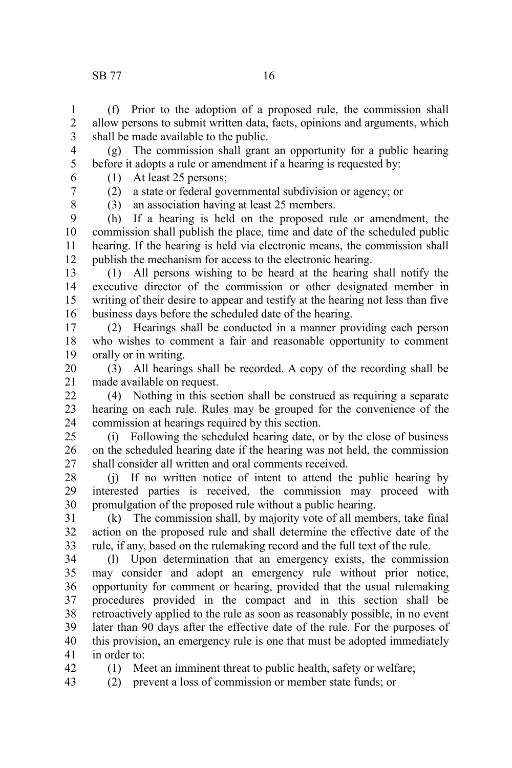(f) Prior to the adoption of a proposed rule, the commission shall allow persons to submit written data, facts, opinions and arguments, which shall be made available to the public.

(g) The commission shall grant an opportunity for a public hearing before it adopts a rule or amendment if a hearing is requested by:

(1) At least 25 persons;

(2) a state or federal governmental subdivision or agency; or

(3) an association having at least 25 members.

(h) If a hearing is held on the proposed rule or amendment, the commission shall publish the place, time and date of the scheduled public hearing. If the hearing is held via electronic means, the commission shall publish the mechanism for access to the electronic hearing.

(1) All persons wishing to be heard at the hearing shall notify the executive director of the commission or other designated member in writing of their desire to appear and testify at the hearing not less than five business days before the scheduled date of the hearing.

(2) Hearings shall be conducted in a manner providing each person who wishes to comment a fair and reasonable opportunity to comment orally or in writing.

(3) All hearings shall be recorded. A copy of the recording shall be made available on request.

(4) Nothing in this section shall be construed as requiring a separate hearing on each rule. Rules may be grouped for the convenience of the commission at hearings required by this section.

(i) Following the scheduled hearing date, or by the close of business on the scheduled hearing date if the hearing was not held, the commission shall consider all written and oral comments received.

(j) If no written notice of intent to attend the public hearing by interested parties is received, the commission may proceed with promulgation of the proposed rule without a public hearing.

(k) The commission shall, by majority vote of all members, take final action on the proposed rule and shall determine the effective date of the rule, if any, based on the rulemaking record and the full text of the rule.

(l) Upon determination that an emergency exists, the commission may consider and adopt an emergency rule without prior notice, opportunity for comment or hearing, provided that the usual rulemaking procedures provided in the compact and in this section shall be retroactively applied to the rule as soon as reasonably possible, in no event later than 90 days after the effective date of the rule. For the purposes of this provision, an emergency rule is one that must be adopted immediately in order to:

(1) Meet an imminent threat to public health, safety or welfare;

(2) prevent a loss of commission or member state funds; or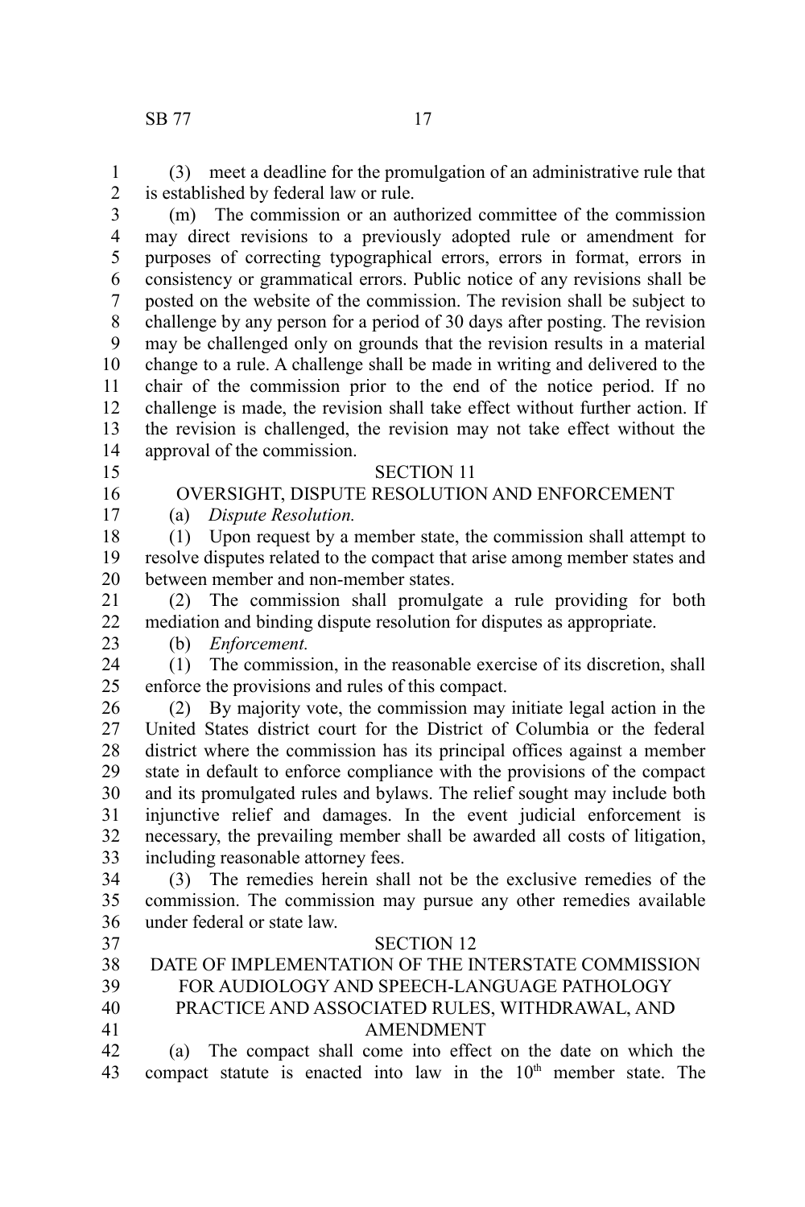(3) meet a deadline for the promulgation of an administrative rule that is established by federal law or rule.

(m) The commission or an authorized committee of the commission may direct revisions to a previously adopted rule or amendment for purposes of correcting typographical errors, errors in format, errors in consistency or grammatical errors. Public notice of any revisions shall be posted on the website of the commission. The revision shall be subject to challenge by any person for a period of 30 days after posting. The revision may be challenged only on grounds that the revision results in a material change to a rule. A challenge shall be made in writing and delivered to the chair of the commission prior to the end of the notice period. If no challenge is made, the revision shall take effect without further action. If the revision is challenged, the revision may not take effect without the approval of the commission.

## SECTION 11

## OVERSIGHT, DISPUTE RESOLUTION AND ENFORCEMENT

(a) *Dispute Resolution.*

(1) Upon request by a member state, the commission shall attempt to resolve disputes related to the compact that arise among member states and between member and non-member states.

(2) The commission shall promulgate a rule providing for both mediation and binding dispute resolution for disputes as appropriate.

(b) *Enforcement.*

(1) The commission, in the reasonable exercise of its discretion, shall enforce the provisions and rules of this compact.

(2) By majority vote, the commission may initiate legal action in the United States district court for the District of Columbia or the federal district where the commission has its principal offices against a member state in default to enforce compliance with the provisions of the compact and its promulgated rules and bylaws. The relief sought may include both injunctive relief and damages. In the event judicial enforcement is necessary, the prevailing member shall be awarded all costs of litigation, including reasonable attorney fees.

(3) The remedies herein shall not be the exclusive remedies of the commission. The commission may pursue any other remedies available under federal or state law.

## SECTION 12

## DATE OF IMPLEMENTATION OF THE INTERSTATE COMMISSION FOR AUDIOLOGY AND SPEECH-LANGUAGE PATHOLOGY PRACTICE AND ASSOCIATED RULES, WITHDRAWAL, AND AMENDMENT

(a) The compact shall come into effect on the date on which the compact statute is enacted into law in the 10th member state. The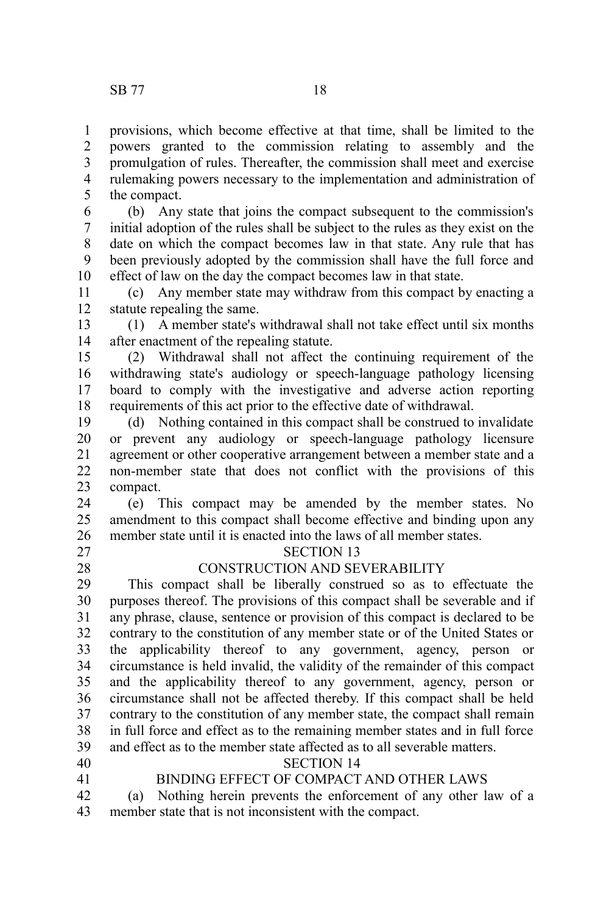provisions, which become effective at that time, shall be limited to the powers granted to the commission relating to assembly and the promulgation of rules. Thereafter, the commission shall meet and exercise rulemaking powers necessary to the implementation and administration of the compact.

(b) Any state that joins the compact subsequent to the commission's initial adoption of the rules shall be subject to the rules as they exist on the date on which the compact becomes law in that state. Any rule that has been previously adopted by the commission shall have the full force and effect of law on the day the compact becomes law in that state.

(c) Any member state may withdraw from this compact by enacting a statute repealing the same.

(1) A member state's withdrawal shall not take effect until six months after enactment of the repealing statute.

(2) Withdrawal shall not affect the continuing requirement of the withdrawing state's audiology or speech-language pathology licensing board to comply with the investigative and adverse action reporting requirements of this act prior to the effective date of withdrawal.

(d) Nothing contained in this compact shall be construed to invalidate or prevent any audiology or speech-language pathology licensure agreement or other cooperative arrangement between a member state and a non-member state that does not conflict with the provisions of this compact.

(e) This compact may be amended by the member states. No amendment to this compact shall become effective and binding upon any member state until it is enacted into the laws of all member states.

SECTION 13

CONSTRUCTION AND SEVERABILITY

This compact shall be liberally construed so as to effectuate the purposes thereof. The provisions of this compact shall be severable and if any phrase, clause, sentence or provision of this compact is declared to be contrary to the constitution of any member state or of the United States or the applicability thereof to any government, agency, person or circumstance is held invalid, the validity of the remainder of this compact and the applicability thereof to any government, agency, person or circumstance shall not be affected thereby. If this compact shall be held contrary to the constitution of any member state, the compact shall remain in full force and effect as to the remaining member states and in full force and effect as to the member state affected as to all severable matters.

SECTION 14

BINDING EFFECT OF COMPACT AND OTHER LAWS

(a) Nothing herein prevents the enforcement of any other law of a member state that is not inconsistent with the compact.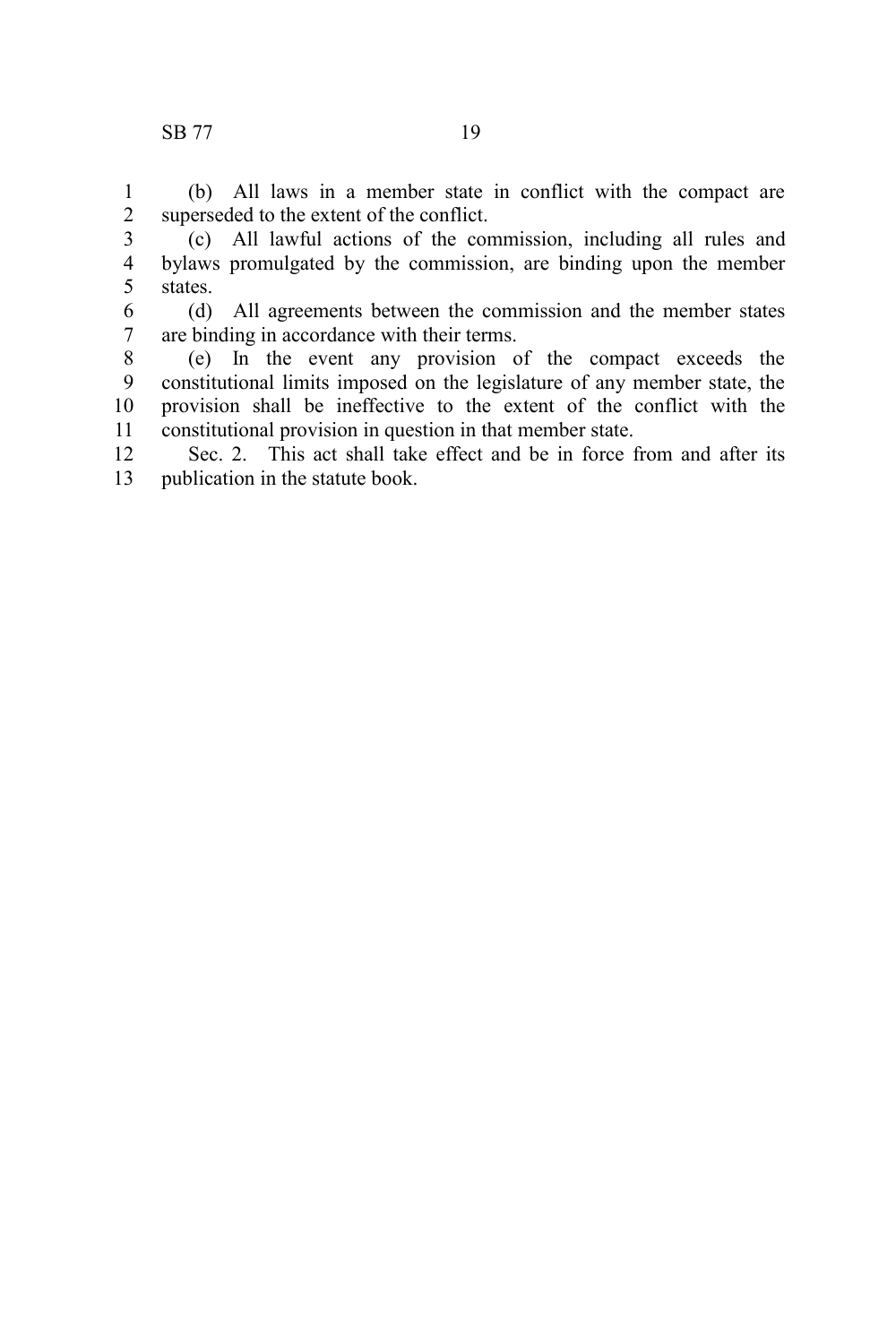(b) All laws in a member state in conflict with the compact are superseded to the extent of the conflict.

(c) All lawful actions of the commission, including all rules and bylaws promulgated by the commission, are binding upon the member states.

(d) All agreements between the commission and the member states are binding in accordance with their terms.

(e) In the event any provision of the compact exceeds the constitutional limits imposed on the legislature of any member state, the provision shall be ineffective to the extent of the conflict with the constitutional provision in question in that member state.

Sec. 2. This act shall take effect and be in force from and after its publication in the statute book.